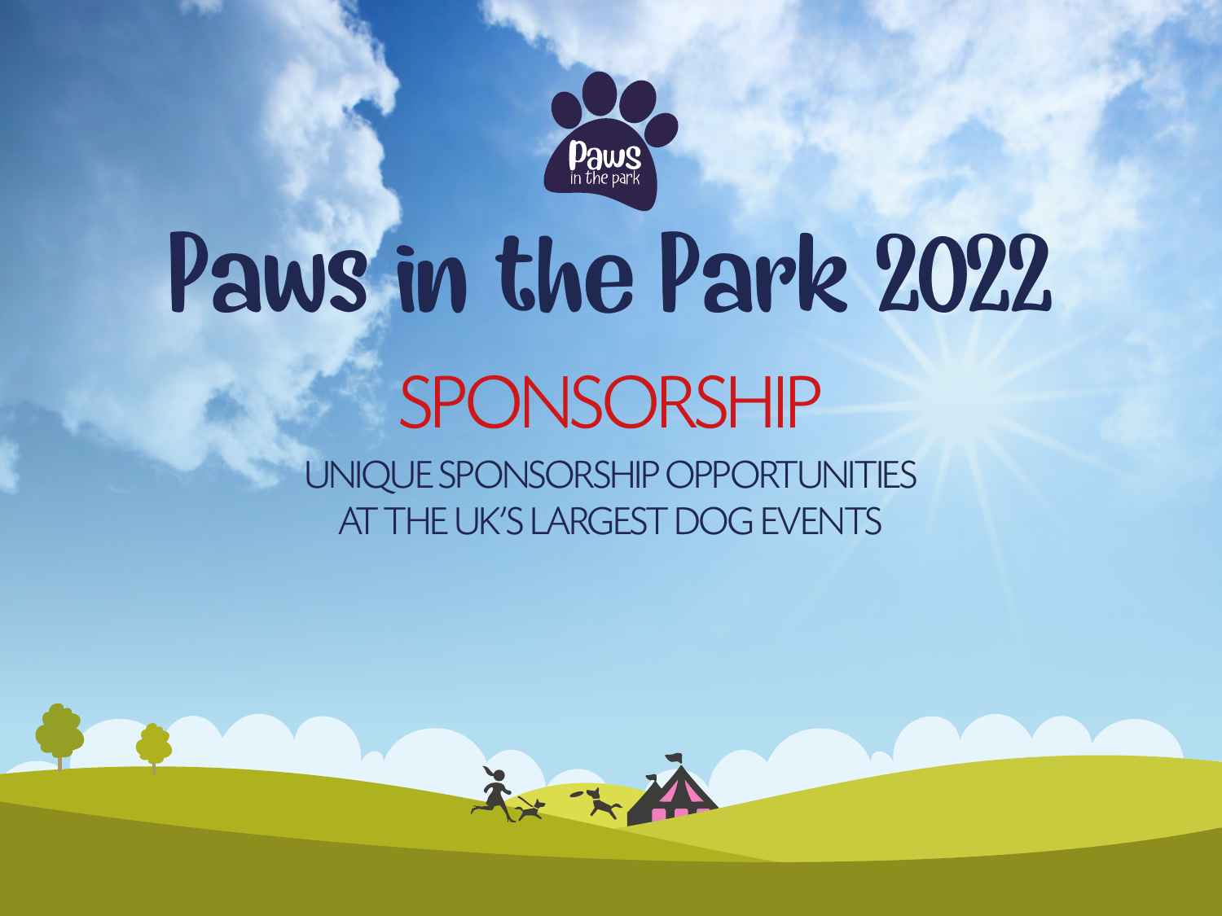Paws
in the park

# Paws in the Park 2022

## SPONSORSHIP

UNIQUE SPONSORSHIP OPPORTUNITIES
AT THE UK'S LARGEST DOG EVENTS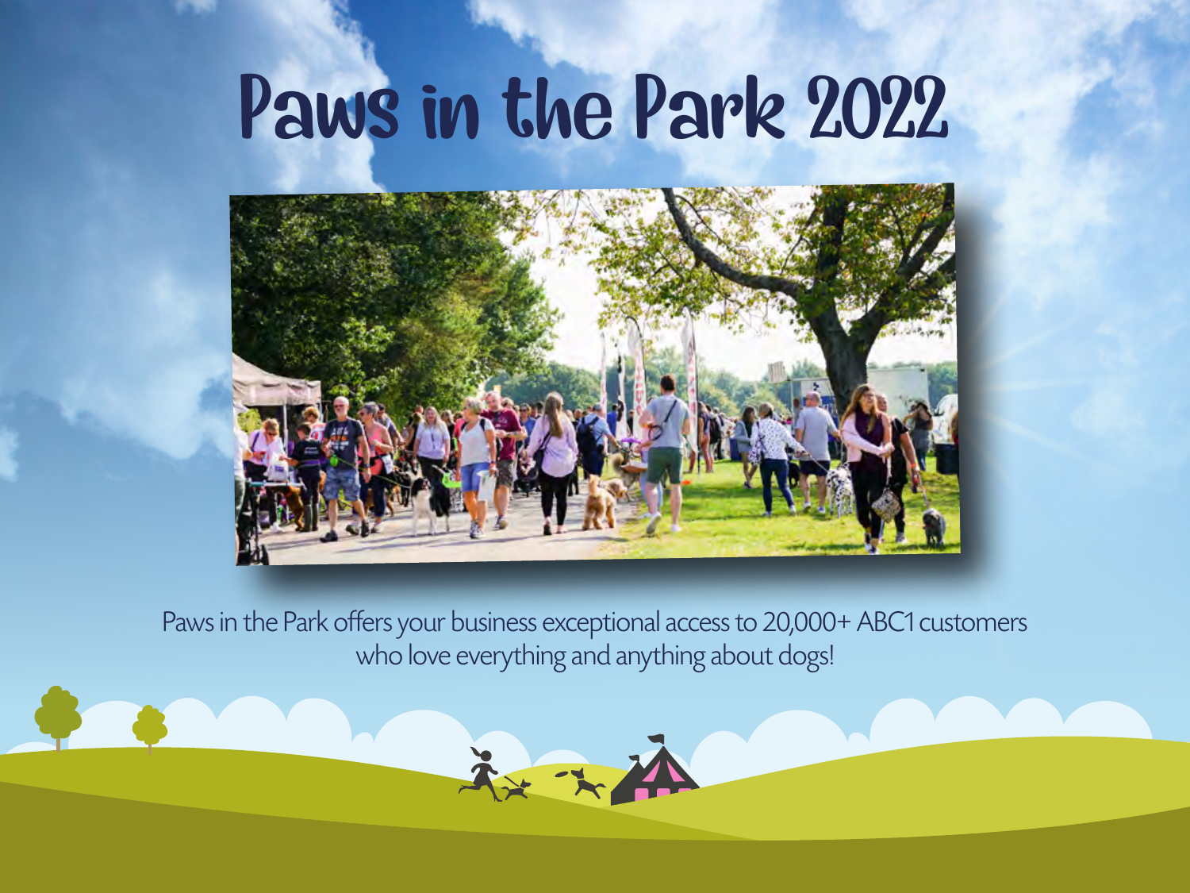# Paws in the Park 2022

Paws in the Park offers your business exceptional access to 20,000+ ABC1 customers who love everything and anything about dogs!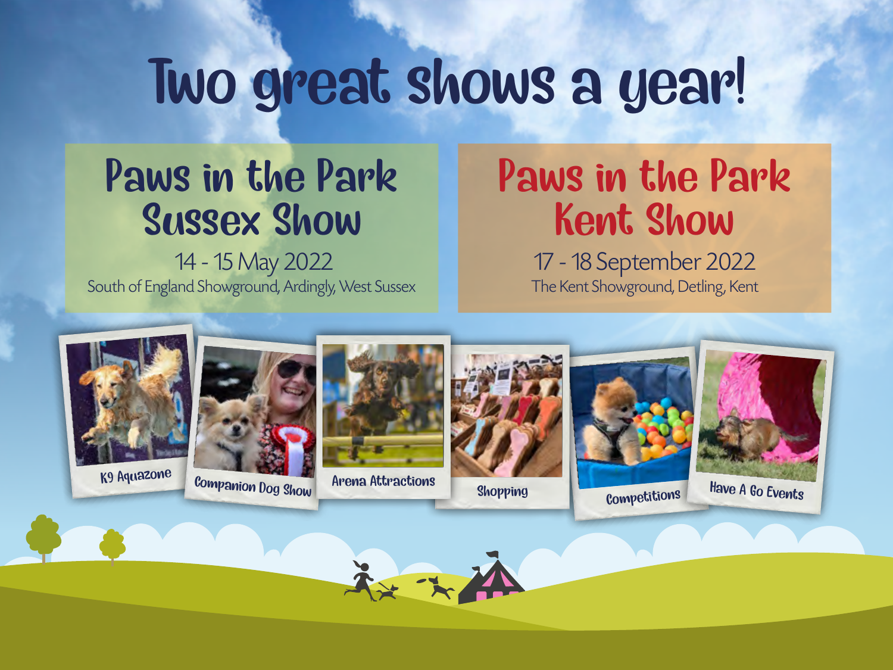# Two great shows a year!

## Paws in the Park Sussex Show

14 - 15 May 2022

South of England Showground, Ardingly, West Sussex

## Paws in the Park Kent Show

17 - 18 September 2022

The Kent Showground, Detling, Kent

K9 Aquazone

Companion Dog Show

Arena Attractions

Shopping

Competitions

Have A Go Events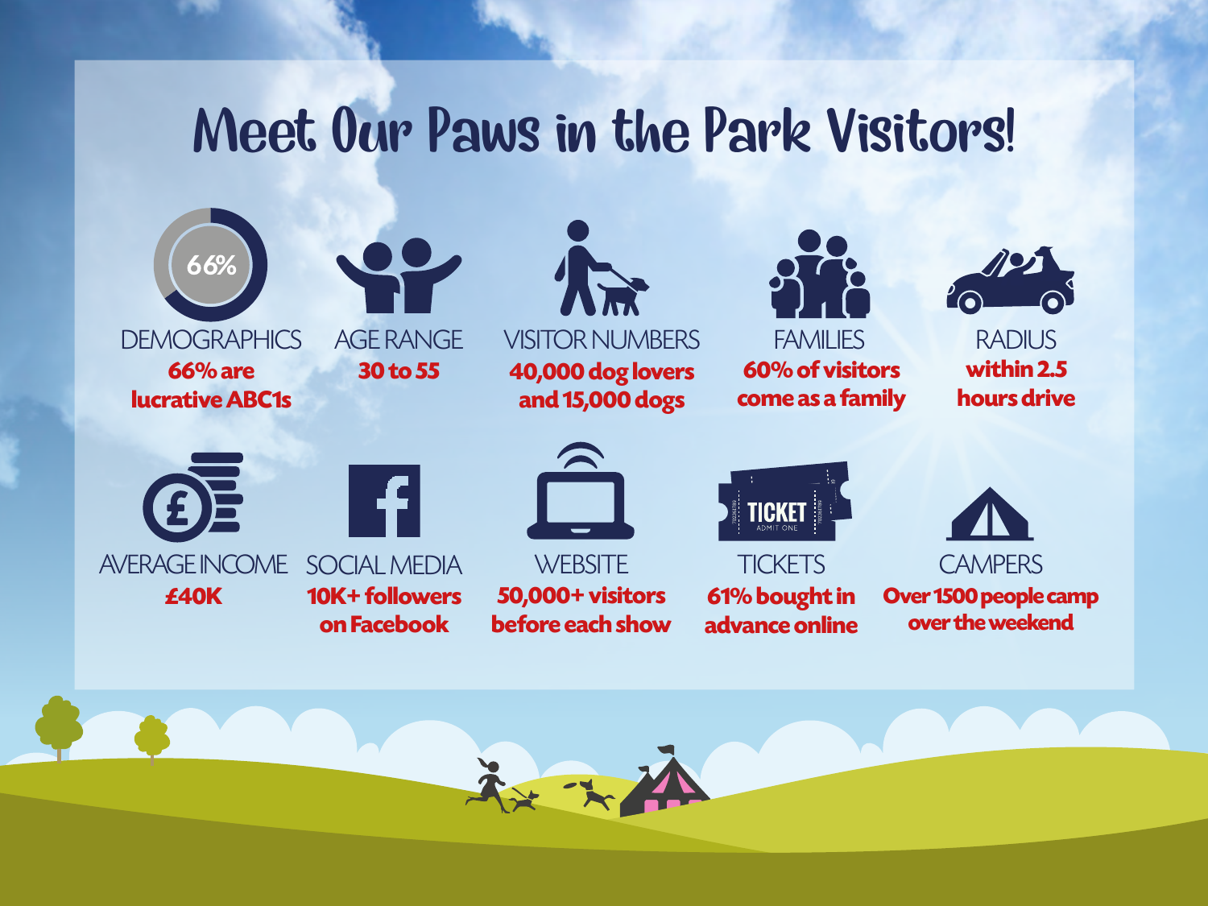# Meet Our Paws in the Park Visitors!

66%

**DEMOGRAPHICS**
66% are lucrative ABC1s

**AGE RANGE**
30 to 55

**VISITOR NUMBERS**
40,000 dog lovers and 15,000 dogs

**FAMILIES**
60% of visitors come as a family

**RADIUS**
within 2.5 hours drive

**AVERAGE INCOME**
£40K

**SOCIAL MEDIA**
10K+ followers on Facebook

**WEBSITE**
50,000+ visitors before each show

**TICKETS**
61% bought in advance online

**CAMPERS**
Over 1500 people camp over the weekend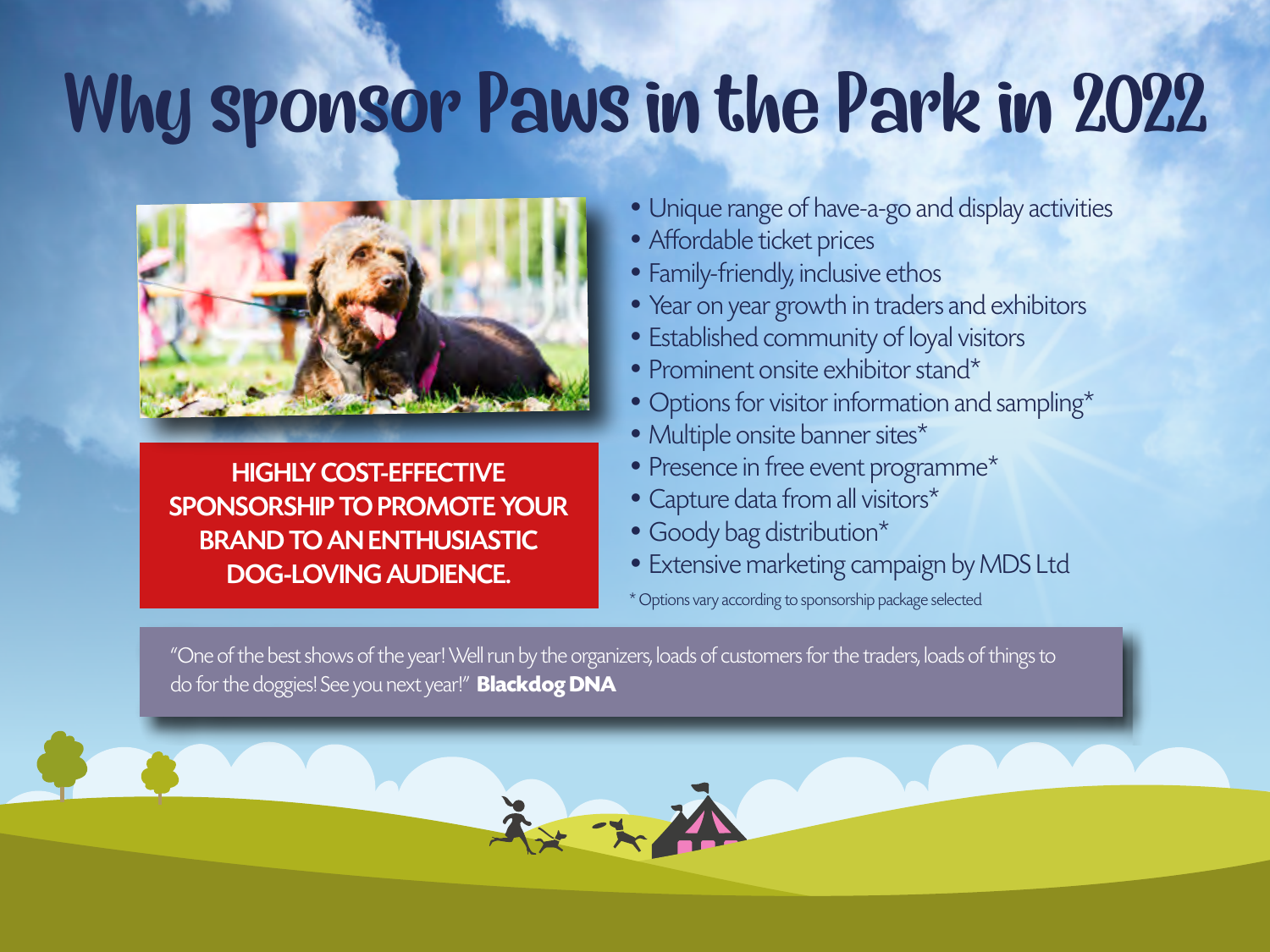# Why sponsor Paws in the Park in 2022

**HIGHLY COST-EFFECTIVE SPONSORSHIP TO PROMOTE YOUR BRAND TO AN ENTHUSIASTIC DOG-LOVING AUDIENCE.**

- Unique range of have-a-go and display activities
- Affordable ticket prices
- Family-friendly, inclusive ethos
- Year on year growth in traders and exhibitors
- Established community of loyal visitors
- Prominent onsite exhibitor stand*
- Options for visitor information and sampling*
- Multiple onsite banner sites*
- Presence in free event programme*
- Capture data from all visitors*
- Goody bag distribution*
- Extensive marketing campaign by MDS Ltd

\* Options vary according to sponsorship package selected

"One of the best shows of the year! Well run by the organizers, loads of customers for the traders, loads of things to do for the doggies! See you next year!" **Blackdog DNA**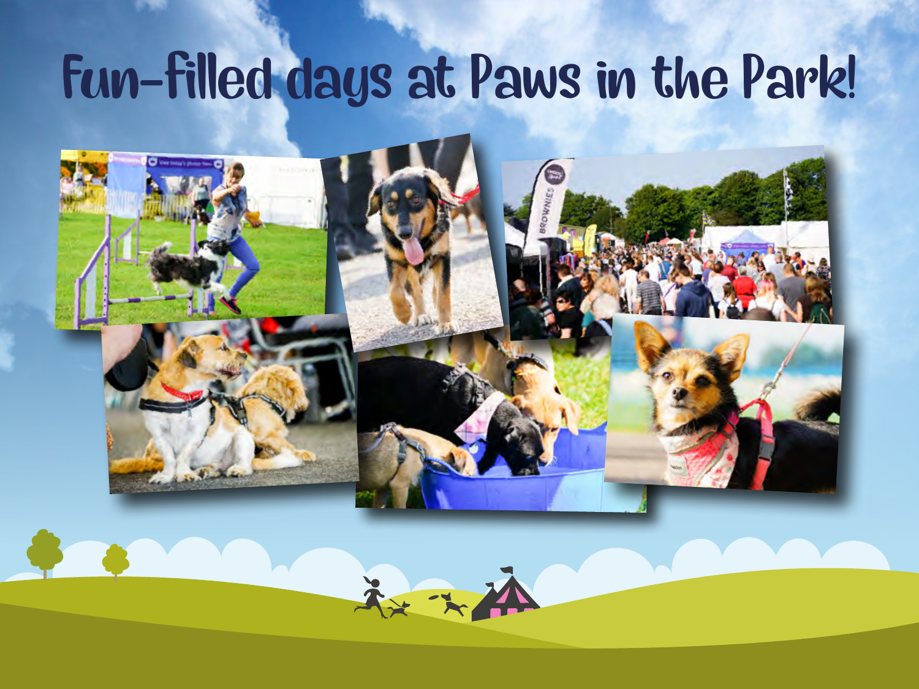# Fun-filled days at Paws in the Park!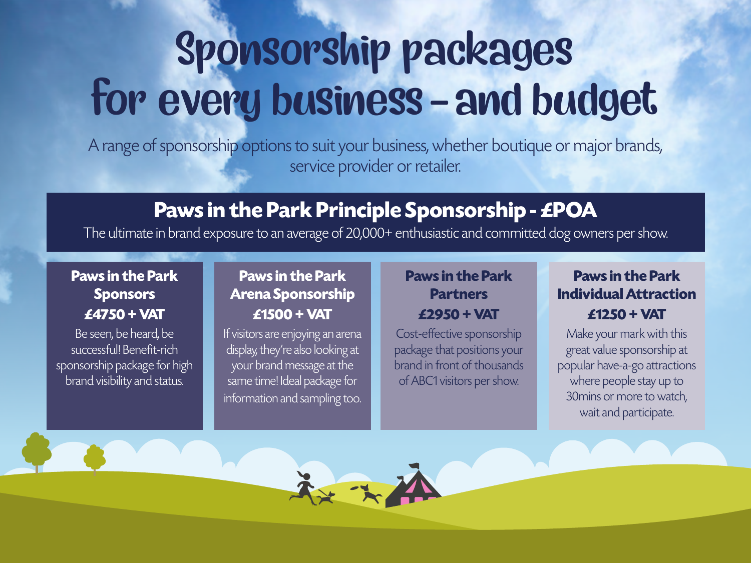# Sponsorship packages for every business – and budget

A range of sponsorship options to suit your business, whether boutique or major brands, service provider or retailer.

## Paws in the Park Principle Sponsorship - £POA

The ultimate in brand exposure to an average of 20,000+ enthusiastic and committed dog owners per show.

### Paws in the Park Sponsors

**£4750 + VAT**

Be seen, be heard, be successful! Benefit-rich sponsorship package for high brand visibility and status.

### Paws in the Park Arena Sponsorship

**£1500 + VAT**

If visitors are enjoying an arena display, they're also looking at your brand message at the same time! Ideal package for information and sampling too.

### Paws in the Park Partners

**£2950 + VAT**

Cost-effective sponsorship package that positions your brand in front of thousands of ABC1 visitors per show.

### Paws in the Park Individual Attraction

**£1250 + VAT**

Make your mark with this great value sponsorship at popular have-a-go attractions where people stay up to 30mins or more to watch, wait and participate.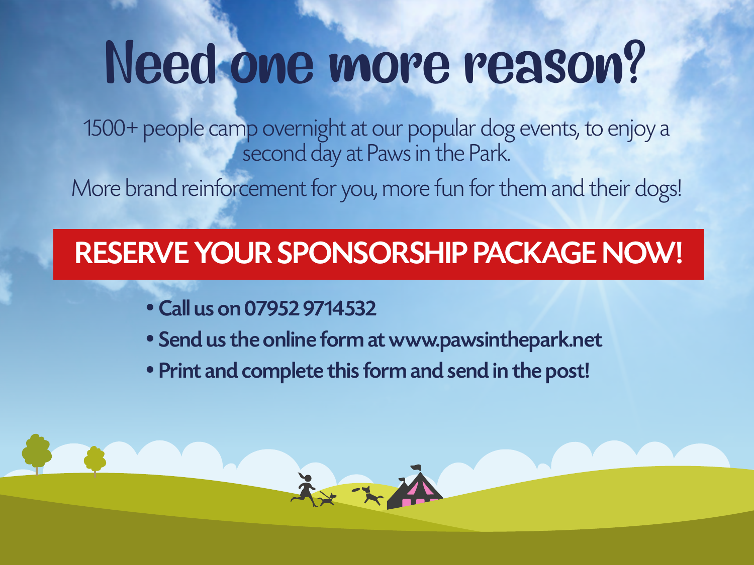# Need one more reason?

1500+ people camp overnight at our popular dog events, to enjoy a second day at Paws in the Park.

More brand reinforcement for you, more fun for them and their dogs!

## RESERVE YOUR SPONSORSHIP PACKAGE NOW!

- **Call us on 07952 9714532**
- **Send us the online form at www.pawsinthepark.net**
- **Print and complete this form and send in the post!**